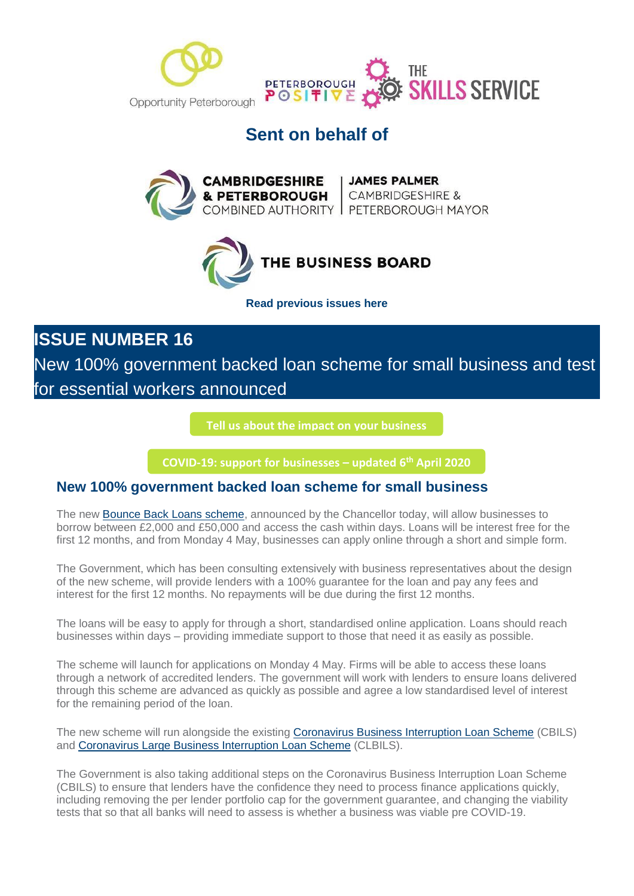Opportunity Peterborough

PETERBOROUGH POSITIVE

THE SKILLS SERVICE

## Sent on behalf of

CAMBRIDGESHIRE & PETERBOROUGH COMBINED AUTHORITY | JAMES PALMER CAMBRIDGESHIRE & PETERBOROUGH MAYOR

THE BUSINESS BOARD

**Read previous issues here**

# ISSUE NUMBER 16

New 100% government backed loan scheme for small business and test for essential workers announced

**Tell us about the impact on your business**

**COVID-19: support for businesses – updated 6th April 2020**

## New 100% government backed loan scheme for small business

The new Bounce Back Loans scheme, announced by the Chancellor today, will allow businesses to borrow between £2,000 and £50,000 and access the cash within days. Loans will be interest free for the first 12 months, and from Monday 4 May, businesses can apply online through a short and simple form.

The Government, which has been consulting extensively with business representatives about the design of the new scheme, will provide lenders with a 100% guarantee for the loan and pay any fees and interest for the first 12 months. No repayments will be due during the first 12 months.

The loans will be easy to apply for through a short, standardised online application. Loans should reach businesses within days – providing immediate support to those that need it as easily as possible.

The scheme will launch for applications on Monday 4 May. Firms will be able to access these loans through a network of accredited lenders. The government will work with lenders to ensure loans delivered through this scheme are advanced as quickly as possible and agree a low standardised level of interest for the remaining period of the loan.

The new scheme will run alongside the existing Coronavirus Business Interruption Loan Scheme (CBILS) and Coronavirus Large Business Interruption Loan Scheme (CLBILS).

The Government is also taking additional steps on the Coronavirus Business Interruption Loan Scheme (CBILS) to ensure that lenders have the confidence they need to process finance applications quickly, including removing the per lender portfolio cap for the government guarantee, and changing the viability tests that so that all banks will need to assess is whether a business was viable pre COVID-19.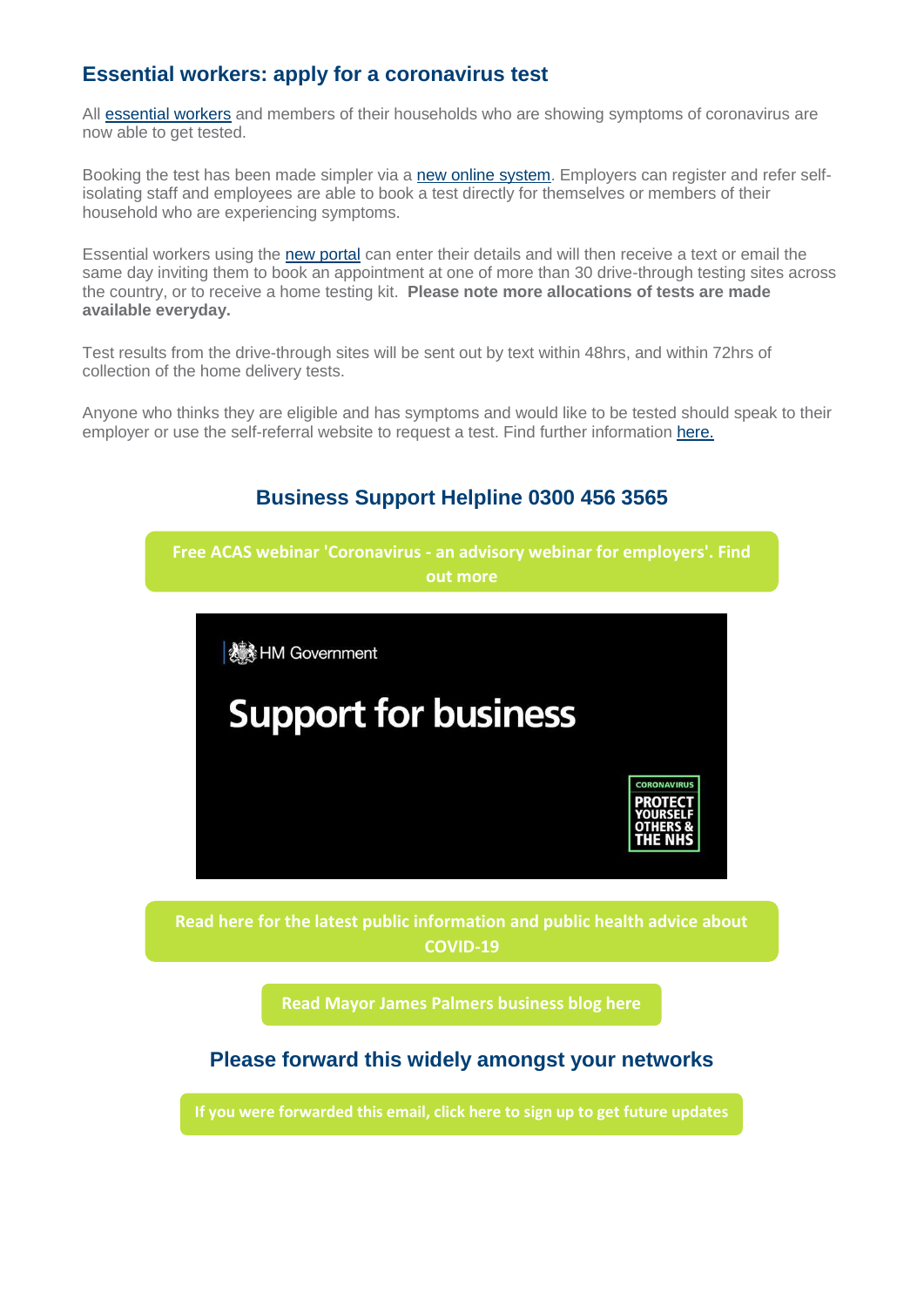## Essential workers: apply for a coronavirus test

All essential workers and members of their households who are showing symptoms of coronavirus are now able to get tested.

Booking the test has been made simpler via a new online system. Employers can register and refer self-isolating staff and employees are able to book a test directly for themselves or members of their household who are experiencing symptoms.

Essential workers using the new portal can enter their details and will then receive a text or email the same day inviting them to book an appointment at one of more than 30 drive-through testing sites across the country, or to receive a home testing kit. **Please note more allocations of tests are made available everyday.**

Test results from the drive-through sites will be sent out by text within 48hrs, and within 72hrs of collection of the home delivery tests.

Anyone who thinks they are eligible and has symptoms and would like to be tested should speak to their employer or use the self-referral website to request a test. Find further information here.

### Business Support Helpline 0300 456 3565

**Free ACAS webinar 'Coronavirus - an advisory webinar for employers'. Find out more**

HM Government

**Support for business**

CORONAVIRUS PROTECT YOURSELF OTHERS & THE NHS

**Read here for the latest public information and public health advice about COVID-19**

**Read Mayor James Palmers business blog here**

### Please forward this widely amongst your networks

**If you were forwarded this email, click here to sign up to get future updates**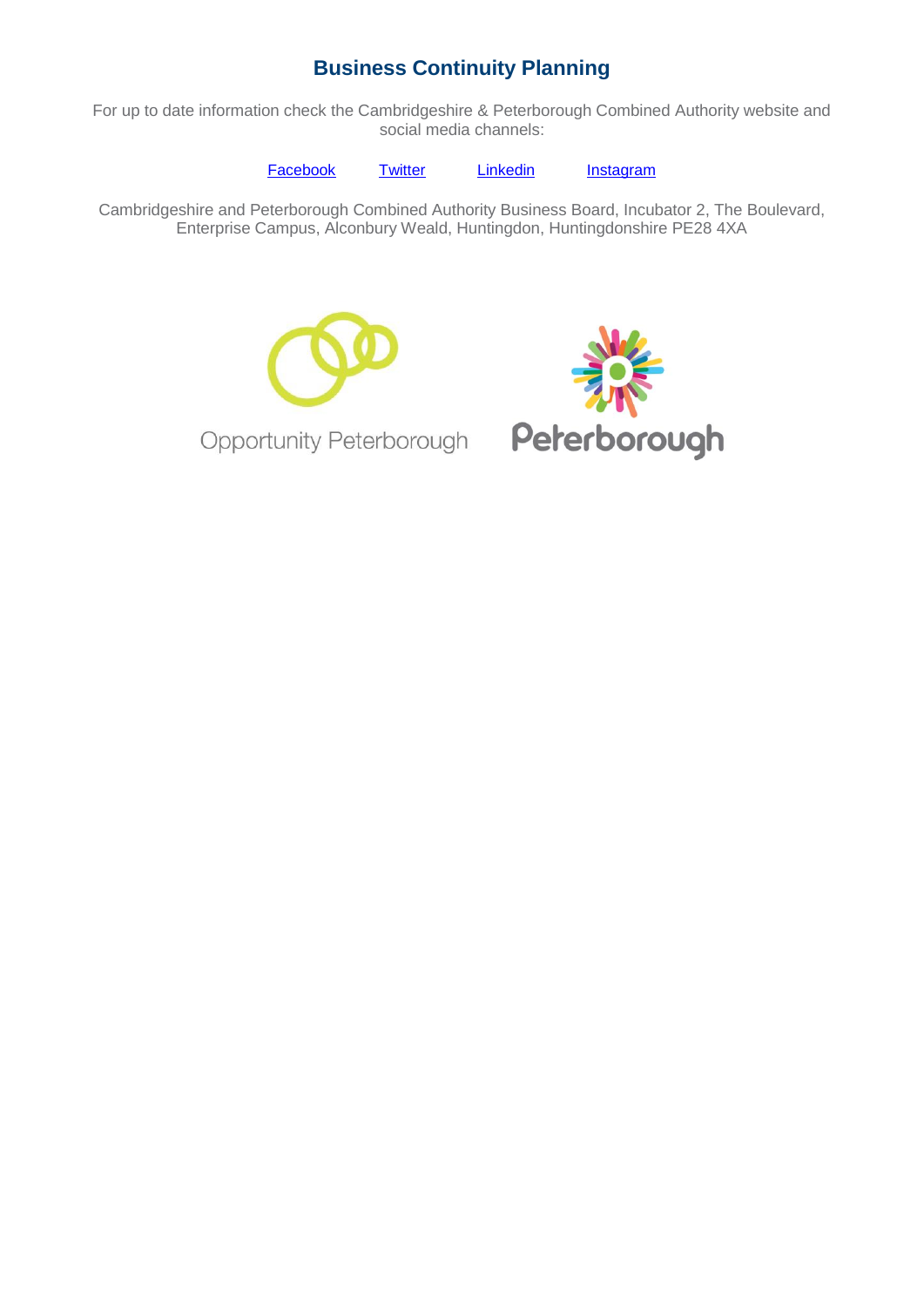## Business Continuity Planning

For up to date information check the Cambridgeshire & Peterborough Combined Authority website and social media channels:

Facebook Twitter Linkedin Instagram

Cambridgeshire and Peterborough Combined Authority Business Board, Incubator 2, The Boulevard, Enterprise Campus, Alconbury Weald, Huntingdon, Huntingdonshire PE28 4XA

Opportunity Peterborough

Peterborough